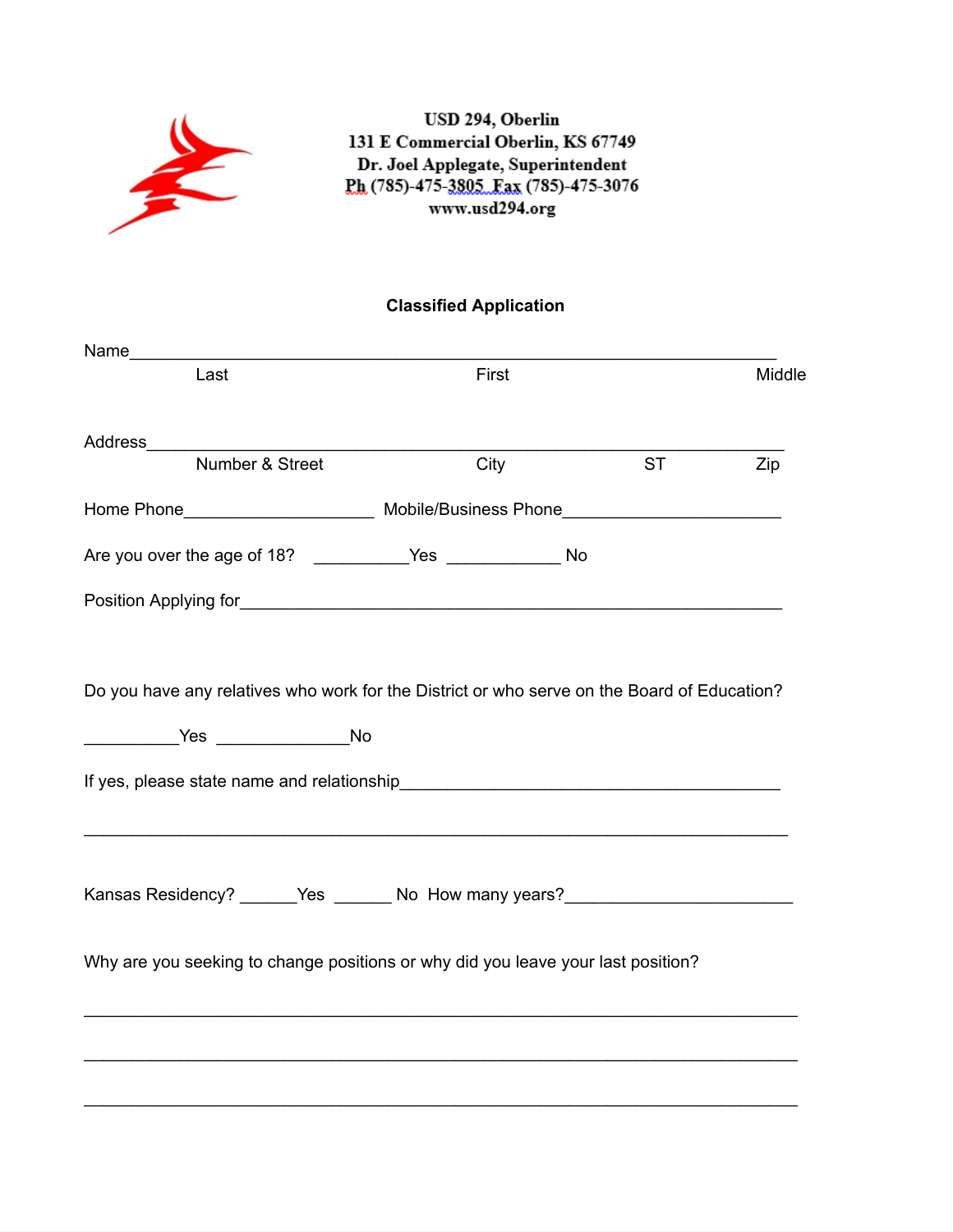**USD 294, Oberlin**
**131 E Commercial Oberlin, KS 67749**
**Dr. Joel Applegate, Superintendent**
**Ph (785)-475-3805 Fax (785)-475-3076**
**www.usd294.org**

## Classified Application

Name_______________________________________________________________

Last First Middle

Address_____________________________________________________________

Number & Street City ST Zip

Home Phone____________________ Mobile/Business Phone______________________

Are you over the age of 18? __________Yes ____________ No

Position Applying for________________________________________________________

Do you have any relatives who work for the District or who serve on the Board of Education?

__________Yes ______________No

If yes, please state name and relationship____________________________________

_________________________________________________________________________

Kansas Residency? ______Yes ______ No How many years?______________________

Why are you seeking to change positions or why did you leave your last position?

_________________________________________________________________________

_________________________________________________________________________

_________________________________________________________________________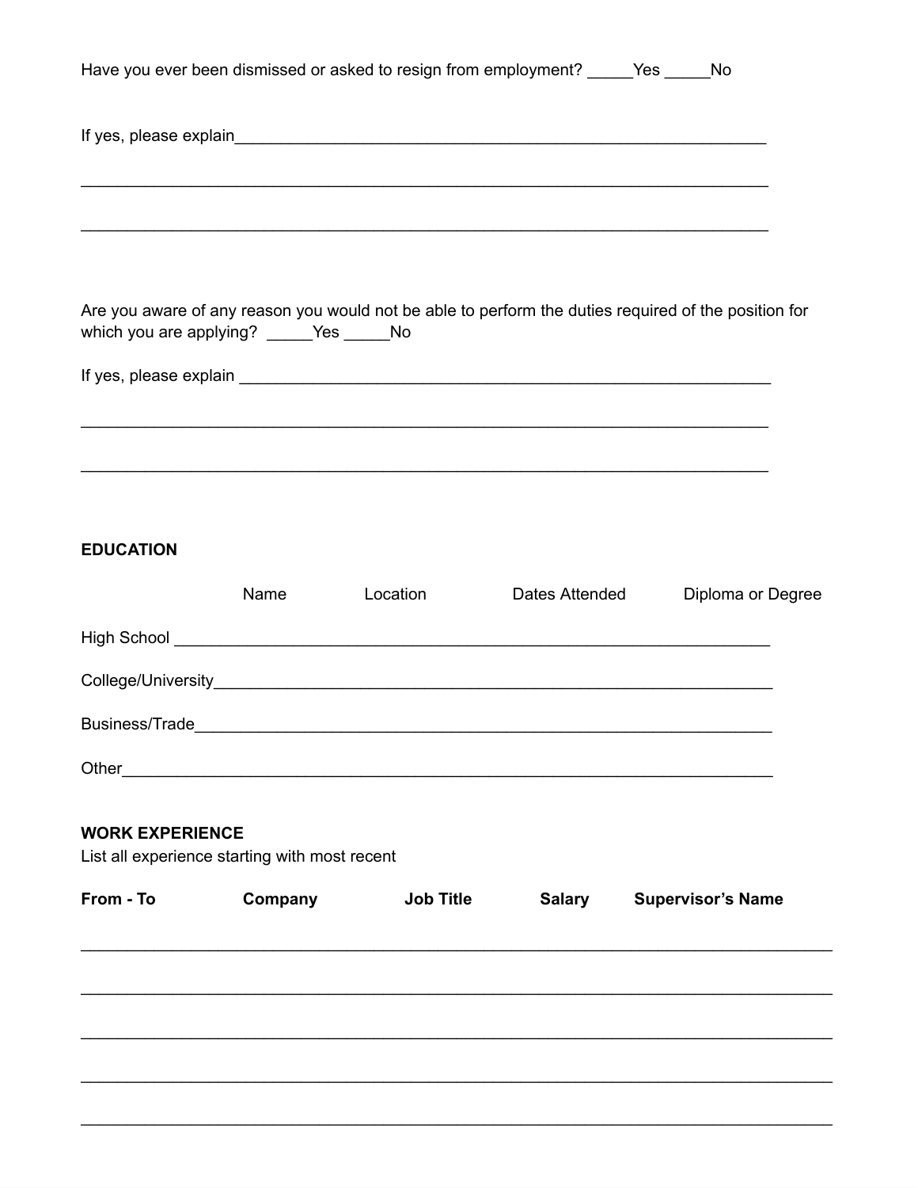Have you ever been dismissed or asked to resign from employment? _____Yes _____No

If yes, please explain_____________________________________________________________

_________________________________________________________________________

_________________________________________________________________________

Are you aware of any reason you would not be able to perform the duties required of the position for which you are applying? _____Yes _____No

If yes, please explain _____________________________________________________________

_________________________________________________________________________

_________________________________________________________________________

**EDUCATION**

| | Name | Location | Dates Attended | Diploma or Degree |
|---|---|---|---|---|
| High School | | | | |
| College/University | | | | |
| Business/Trade | | | | |
| Other | | | | |

**WORK EXPERIENCE**

List all experience starting with most recent

| From - To | Company | Job Title | Salary | Supervisor's Name |
|---|---|---|---|---|
| | | | | |
| | | | | |
| | | | | |
| | | | | |
| | | | | |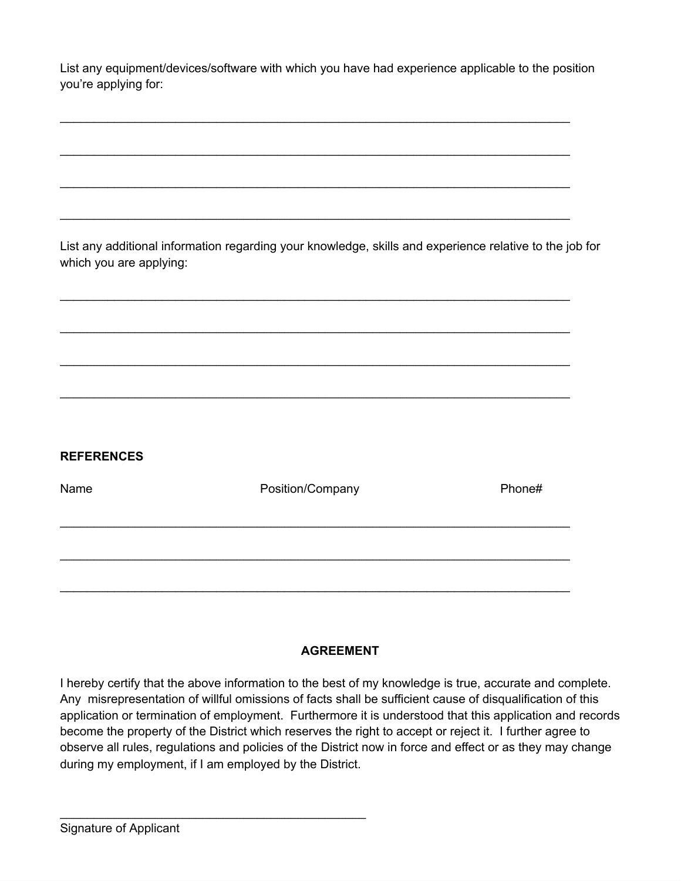List any equipment/devices/software with which you have had experience applicable to the position you're applying for:

\_\_\_\_\_\_\_\_\_\_\_\_\_\_\_\_\_\_\_\_\_\_\_\_\_\_\_\_\_\_\_\_\_\_\_\_\_\_\_\_\_\_\_\_\_\_\_\_\_\_\_\_\_\_\_\_\_\_\_\_\_\_\_\_\_\_\_\_\_\_\_\_\_\_

\_\_\_\_\_\_\_\_\_\_\_\_\_\_\_\_\_\_\_\_\_\_\_\_\_\_\_\_\_\_\_\_\_\_\_\_\_\_\_\_\_\_\_\_\_\_\_\_\_\_\_\_\_\_\_\_\_\_\_\_\_\_\_\_\_\_\_\_\_\_\_\_\_\_

\_\_\_\_\_\_\_\_\_\_\_\_\_\_\_\_\_\_\_\_\_\_\_\_\_\_\_\_\_\_\_\_\_\_\_\_\_\_\_\_\_\_\_\_\_\_\_\_\_\_\_\_\_\_\_\_\_\_\_\_\_\_\_\_\_\_\_\_\_\_\_\_\_\_

\_\_\_\_\_\_\_\_\_\_\_\_\_\_\_\_\_\_\_\_\_\_\_\_\_\_\_\_\_\_\_\_\_\_\_\_\_\_\_\_\_\_\_\_\_\_\_\_\_\_\_\_\_\_\_\_\_\_\_\_\_\_\_\_\_\_\_\_\_\_\_\_\_\_

List any additional information regarding your knowledge, skills and experience relative to the job for which you are applying:

\_\_\_\_\_\_\_\_\_\_\_\_\_\_\_\_\_\_\_\_\_\_\_\_\_\_\_\_\_\_\_\_\_\_\_\_\_\_\_\_\_\_\_\_\_\_\_\_\_\_\_\_\_\_\_\_\_\_\_\_\_\_\_\_\_\_\_\_\_\_\_\_\_\_

\_\_\_\_\_\_\_\_\_\_\_\_\_\_\_\_\_\_\_\_\_\_\_\_\_\_\_\_\_\_\_\_\_\_\_\_\_\_\_\_\_\_\_\_\_\_\_\_\_\_\_\_\_\_\_\_\_\_\_\_\_\_\_\_\_\_\_\_\_\_\_\_\_\_

\_\_\_\_\_\_\_\_\_\_\_\_\_\_\_\_\_\_\_\_\_\_\_\_\_\_\_\_\_\_\_\_\_\_\_\_\_\_\_\_\_\_\_\_\_\_\_\_\_\_\_\_\_\_\_\_\_\_\_\_\_\_\_\_\_\_\_\_\_\_\_\_\_\_

\_\_\_\_\_\_\_\_\_\_\_\_\_\_\_\_\_\_\_\_\_\_\_\_\_\_\_\_\_\_\_\_\_\_\_\_\_\_\_\_\_\_\_\_\_\_\_\_\_\_\_\_\_\_\_\_\_\_\_\_\_\_\_\_\_\_\_\_\_\_\_\_\_\_

**REFERENCES**

| Name | Position/Company | Phone# |
|---|---|---|
| | | |
| | | |
| | | |

## AGREEMENT

I hereby certify that the above information to the best of my knowledge is true, accurate and complete. Any misrepresentation of willful omissions of facts shall be sufficient cause of disqualification of this application or termination of employment. Furthermore it is understood that this application and records become the property of the District which reserves the right to accept or reject it. I further agree to observe all rules, regulations and policies of the District now in force and effect or as they may change during my employment, if I am employed by the District.

\_\_\_\_\_\_\_\_\_\_\_\_\_\_\_\_\_\_\_\_\_\_\_\_\_\_\_\_\_\_\_\_\_\_\_\_\_\_\_\_\_\_\_\_
Signature of Applicant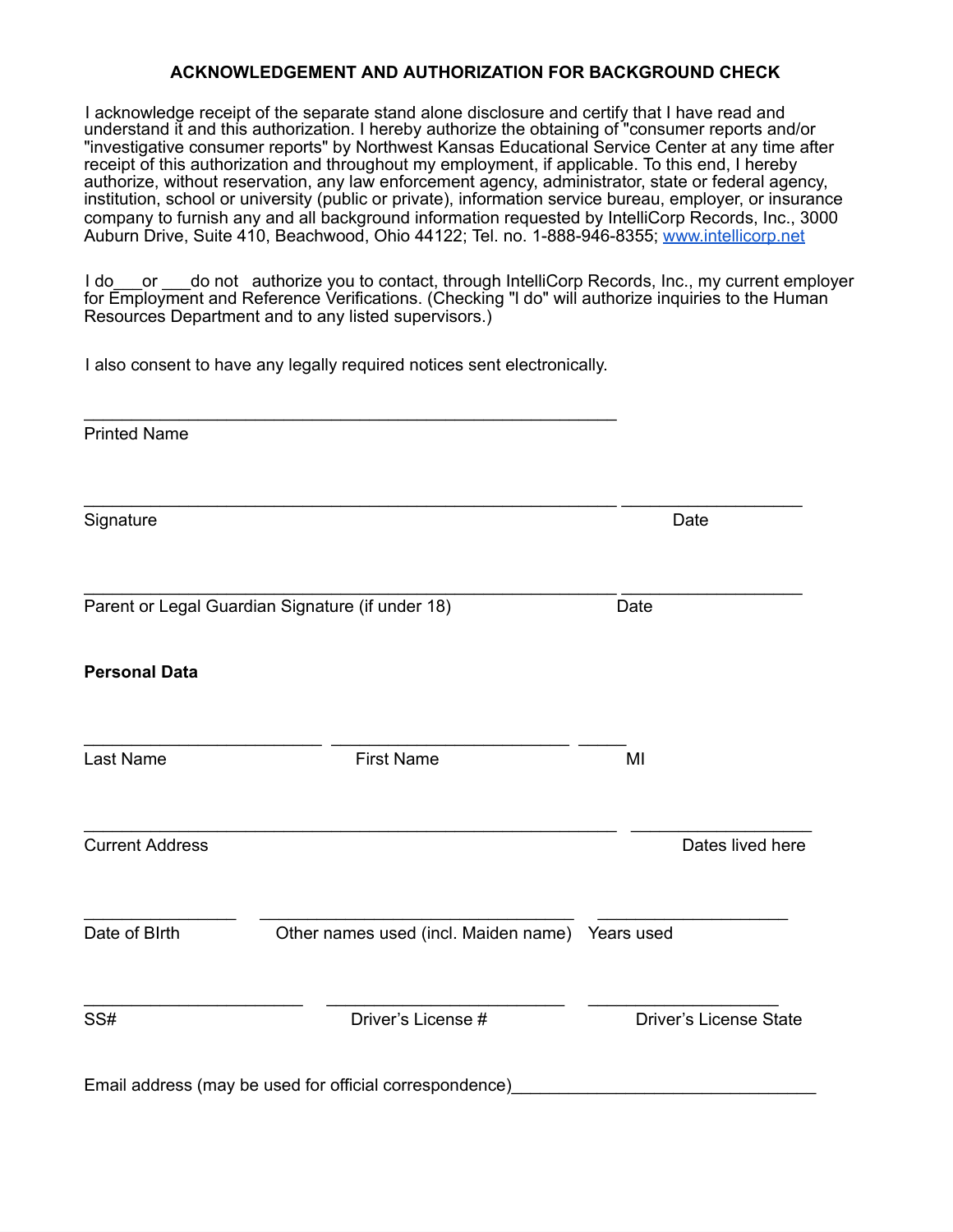# ACKNOWLEDGEMENT AND AUTHORIZATION FOR BACKGROUND CHECK

I acknowledge receipt of the separate stand alone disclosure and certify that I have read and understand it and this authorization. I hereby authorize the obtaining of "consumer reports and/or "investigative consumer reports" by Northwest Kansas Educational Service Center at any time after receipt of this authorization and throughout my employment, if applicable. To this end, I hereby authorize, without reservation, any law enforcement agency, administrator, state or federal agency, institution, school or university (public or private), information service bureau, employer, or insurance company to furnish any and all background information requested by IntelliCorp Records, Inc., 3000 Auburn Drive, Suite 410, Beachwood, Ohio 44122; Tel. no. 1-888-946-8355; www.intellicorp.net

I do___or ___do not authorize you to contact, through IntelliCorp Records, Inc., my current employer for Employment and Reference Verifications. (Checking "I do" will authorize inquiries to the Human Resources Department and to any listed supervisors.)

I also consent to have any legally required notices sent electronically.

_______________________________________________________
Printed Name

_______________________________________________________ ___________________
Signature Date

_______________________________________________________ ___________________
Parent or Legal Guardian Signature (if under 18) Date

**Personal Data**

________________________ ________________________ _____
Last Name First Name MI

_______________________________________________________ ___________________
Current Address Dates lived here

_______________ ________________________________ ___________________
Date of BIrth Other names used (incl. Maiden name) Years used

______________________ ________________________ ___________________
SS# Driver's License # Driver's License State

Email address (may be used for official correspondence)_______________________________